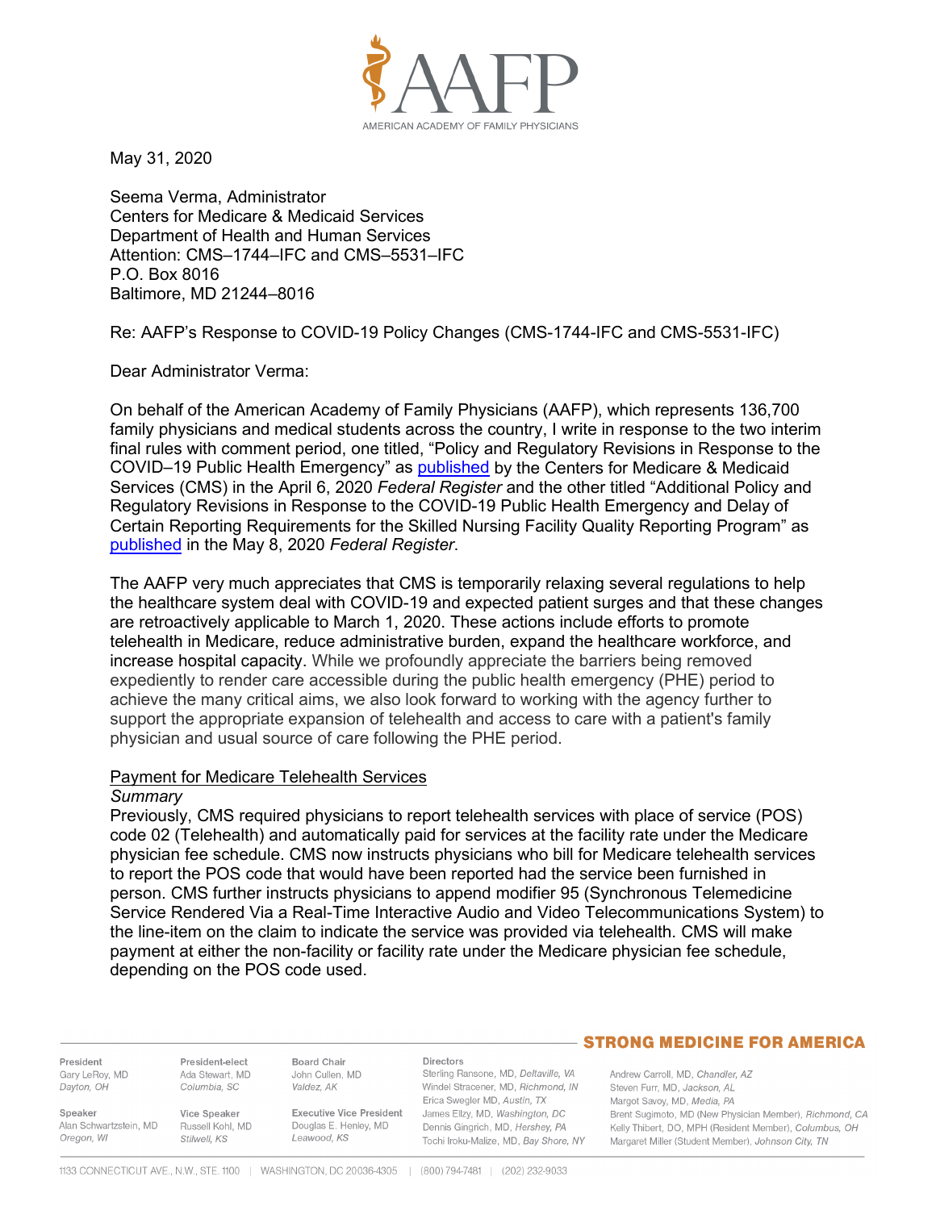May 31, 2020

Seema Verma, Administrator
Centers for Medicare & Medicaid Services
Department of Health and Human Services
Attention: CMS–1744–IFC and CMS–5531–IFC
P.O. Box 8016
Baltimore, MD 21244–8016

Re: AAFP's Response to COVID-19 Policy Changes (CMS-1744-IFC and CMS-5531-IFC)

Dear Administrator Verma:

On behalf of the American Academy of Family Physicians (AAFP), which represents 136,700 family physicians and medical students across the country, I write in response to the two interim final rules with comment period, one titled, "Policy and Regulatory Revisions in Response to the COVID–19 Public Health Emergency" as published by the Centers for Medicare & Medicaid Services (CMS) in the April 6, 2020 *Federal Register* and the other titled "Additional Policy and Regulatory Revisions in Response to the COVID-19 Public Health Emergency and Delay of Certain Reporting Requirements for the Skilled Nursing Facility Quality Reporting Program" as published in the May 8, 2020 *Federal Register*.

The AAFP very much appreciates that CMS is temporarily relaxing several regulations to help the healthcare system deal with COVID-19 and expected patient surges and that these changes are retroactively applicable to March 1, 2020. These actions include efforts to promote telehealth in Medicare, reduce administrative burden, expand the healthcare workforce, and increase hospital capacity. While we profoundly appreciate the barriers being removed expediently to render care accessible during the public health emergency (PHE) period to achieve the many critical aims, we also look forward to working with the agency further to support the appropriate expansion of telehealth and access to care with a patient's family physician and usual source of care following the PHE period.

## Payment for Medicare Telehealth Services

*Summary*

Previously, CMS required physicians to report telehealth services with place of service (POS) code 02 (Telehealth) and automatically paid for services at the facility rate under the Medicare physician fee schedule. CMS now instructs physicians who bill for Medicare telehealth services to report the POS code that would have been reported had the service been furnished in person. CMS further instructs physicians to append modifier 95 (Synchronous Telemedicine Service Rendered Via a Real-Time Interactive Audio and Video Telecommunications System) to the line-item on the claim to indicate the service was provided via telehealth. CMS will make payment at either the non-facility or facility rate under the Medicare physician fee schedule, depending on the POS code used.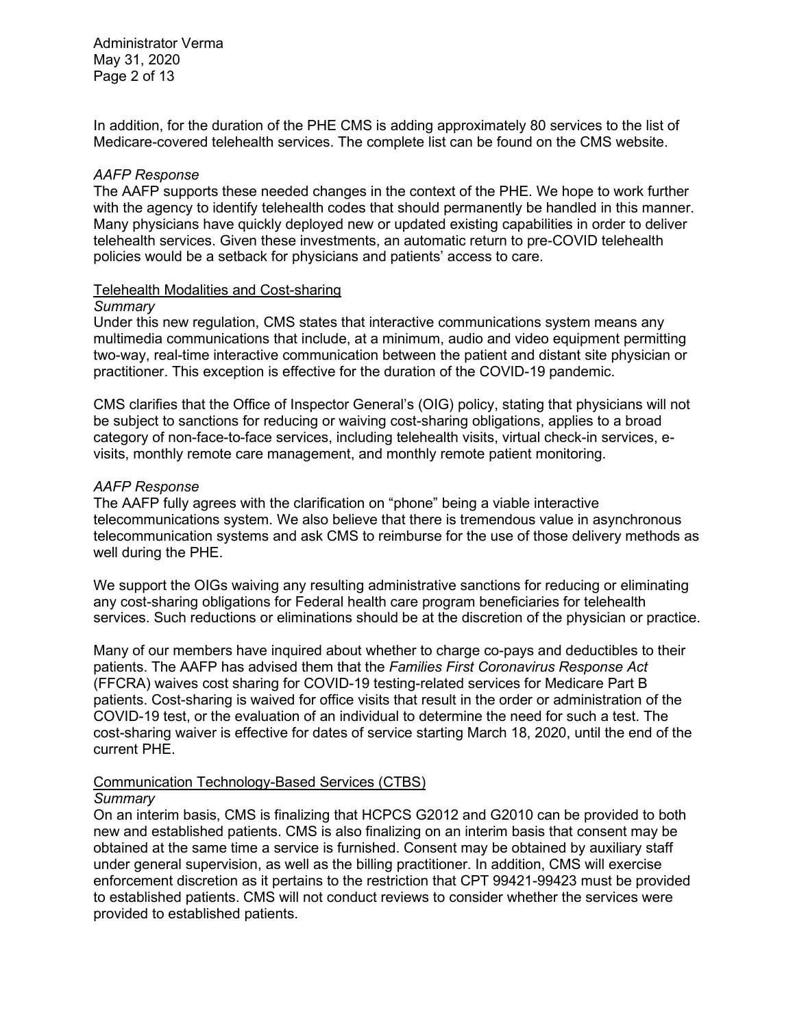In addition, for the duration of the PHE CMS is adding approximately 80 services to the list of Medicare-covered telehealth services. The complete list can be found on the CMS website.

*AAFP Response*
The AAFP supports these needed changes in the context of the PHE. We hope to work further with the agency to identify telehealth codes that should permanently be handled in this manner. Many physicians have quickly deployed new or updated existing capabilities in order to deliver telehealth services. Given these investments, an automatic return to pre-COVID telehealth policies would be a setback for physicians and patients' access to care.

<u>Telehealth Modalities and Cost-sharing</u>

*Summary*
Under this new regulation, CMS states that interactive communications system means any multimedia communications that include, at a minimum, audio and video equipment permitting two-way, real-time interactive communication between the patient and distant site physician or practitioner. This exception is effective for the duration of the COVID-19 pandemic.

CMS clarifies that the Office of Inspector General's (OIG) policy, stating that physicians will not be subject to sanctions for reducing or waiving cost-sharing obligations, applies to a broad category of non-face-to-face services, including telehealth visits, virtual check-in services, e-visits, monthly remote care management, and monthly remote patient monitoring.

*AAFP Response*
The AAFP fully agrees with the clarification on "phone" being a viable interactive telecommunications system. We also believe that there is tremendous value in asynchronous telecommunication systems and ask CMS to reimburse for the use of those delivery methods as well during the PHE.

We support the OIGs waiving any resulting administrative sanctions for reducing or eliminating any cost-sharing obligations for Federal health care program beneficiaries for telehealth services. Such reductions or eliminations should be at the discretion of the physician or practice.

Many of our members have inquired about whether to charge co-pays and deductibles to their patients. The AAFP has advised them that the *Families First Coronavirus Response Act* (FFCRA) waives cost sharing for COVID-19 testing-related services for Medicare Part B patients. Cost-sharing is waived for office visits that result in the order or administration of the COVID-19 test, or the evaluation of an individual to determine the need for such a test. The cost-sharing waiver is effective for dates of service starting March 18, 2020, until the end of the current PHE.

<u>Communication Technology-Based Services (CTBS)</u>

*Summary*
On an interim basis, CMS is finalizing that HCPCS G2012 and G2010 can be provided to both new and established patients. CMS is also finalizing on an interim basis that consent may be obtained at the same time a service is furnished. Consent may be obtained by auxiliary staff under general supervision, as well as the billing practitioner. In addition, CMS will exercise enforcement discretion as it pertains to the restriction that CPT 99421-99423 must be provided to established patients. CMS will not conduct reviews to consider whether the services were provided to established patients.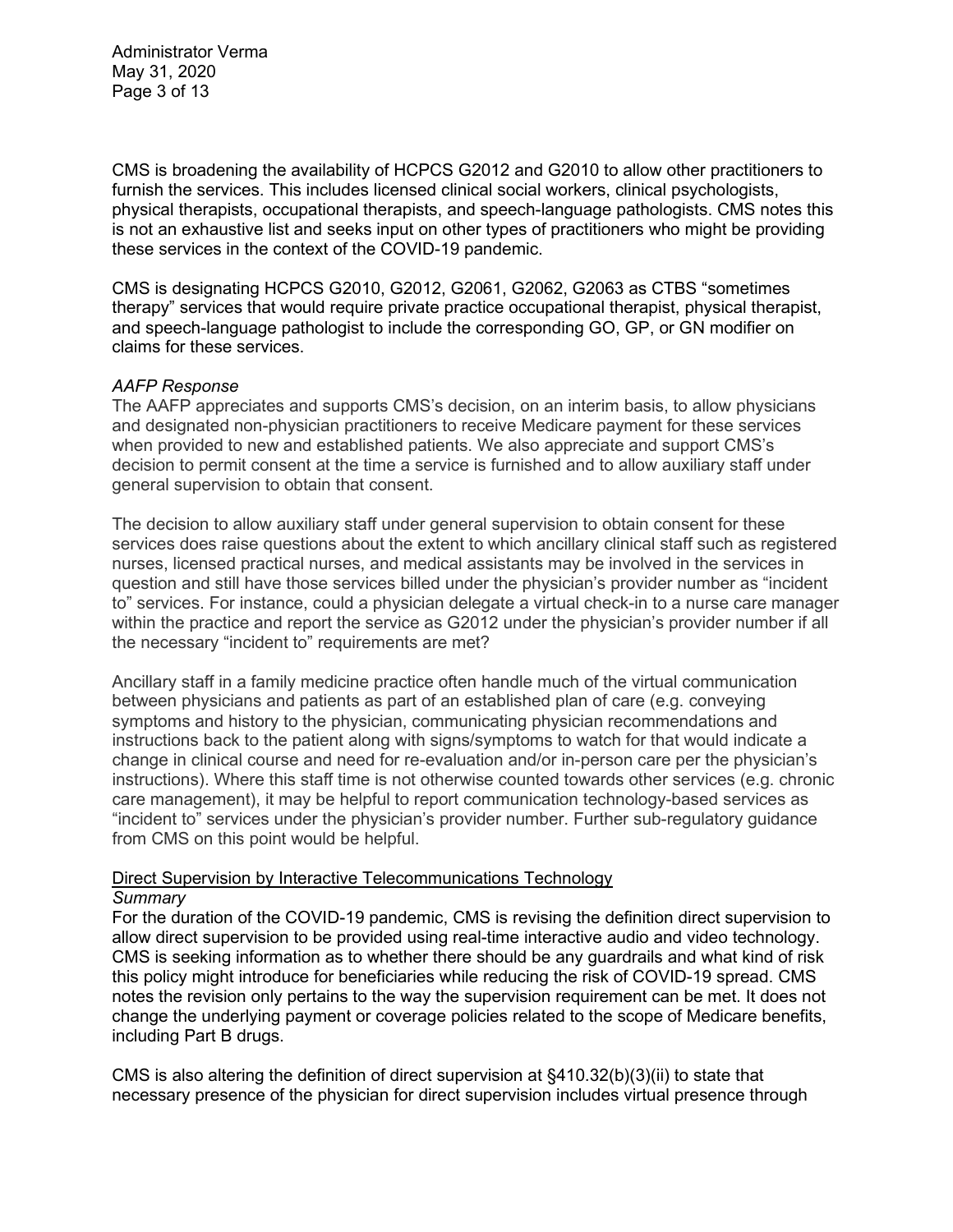CMS is broadening the availability of HCPCS G2012 and G2010 to allow other practitioners to furnish the services. This includes licensed clinical social workers, clinical psychologists, physical therapists, occupational therapists, and speech-language pathologists. CMS notes this is not an exhaustive list and seeks input on other types of practitioners who might be providing these services in the context of the COVID-19 pandemic.

CMS is designating HCPCS G2010, G2012, G2061, G2062, G2063 as CTBS "sometimes therapy" services that would require private practice occupational therapist, physical therapist, and speech-language pathologist to include the corresponding GO, GP, or GN modifier on claims for these services.

*AAFP Response*

The AAFP appreciates and supports CMS's decision, on an interim basis, to allow physicians and designated non-physician practitioners to receive Medicare payment for these services when provided to new and established patients. We also appreciate and support CMS's decision to permit consent at the time a service is furnished and to allow auxiliary staff under general supervision to obtain that consent.

The decision to allow auxiliary staff under general supervision to obtain consent for these services does raise questions about the extent to which ancillary clinical staff such as registered nurses, licensed practical nurses, and medical assistants may be involved in the services in question and still have those services billed under the physician's provider number as "incident to" services. For instance, could a physician delegate a virtual check-in to a nurse care manager within the practice and report the service as G2012 under the physician's provider number if all the necessary "incident to" requirements are met?

Ancillary staff in a family medicine practice often handle much of the virtual communication between physicians and patients as part of an established plan of care (e.g. conveying symptoms and history to the physician, communicating physician recommendations and instructions back to the patient along with signs/symptoms to watch for that would indicate a change in clinical course and need for re-evaluation and/or in-person care per the physician's instructions). Where this staff time is not otherwise counted towards other services (e.g. chronic care management), it may be helpful to report communication technology-based services as "incident to" services under the physician's provider number. Further sub-regulatory guidance from CMS on this point would be helpful.

Direct Supervision by Interactive Telecommunications Technology

*Summary*

For the duration of the COVID-19 pandemic, CMS is revising the definition direct supervision to allow direct supervision to be provided using real-time interactive audio and video technology. CMS is seeking information as to whether there should be any guardrails and what kind of risk this policy might introduce for beneficiaries while reducing the risk of COVID-19 spread. CMS notes the revision only pertains to the way the supervision requirement can be met. It does not change the underlying payment or coverage policies related to the scope of Medicare benefits, including Part B drugs.

CMS is also altering the definition of direct supervision at §410.32(b)(3)(ii) to state that necessary presence of the physician for direct supervision includes virtual presence through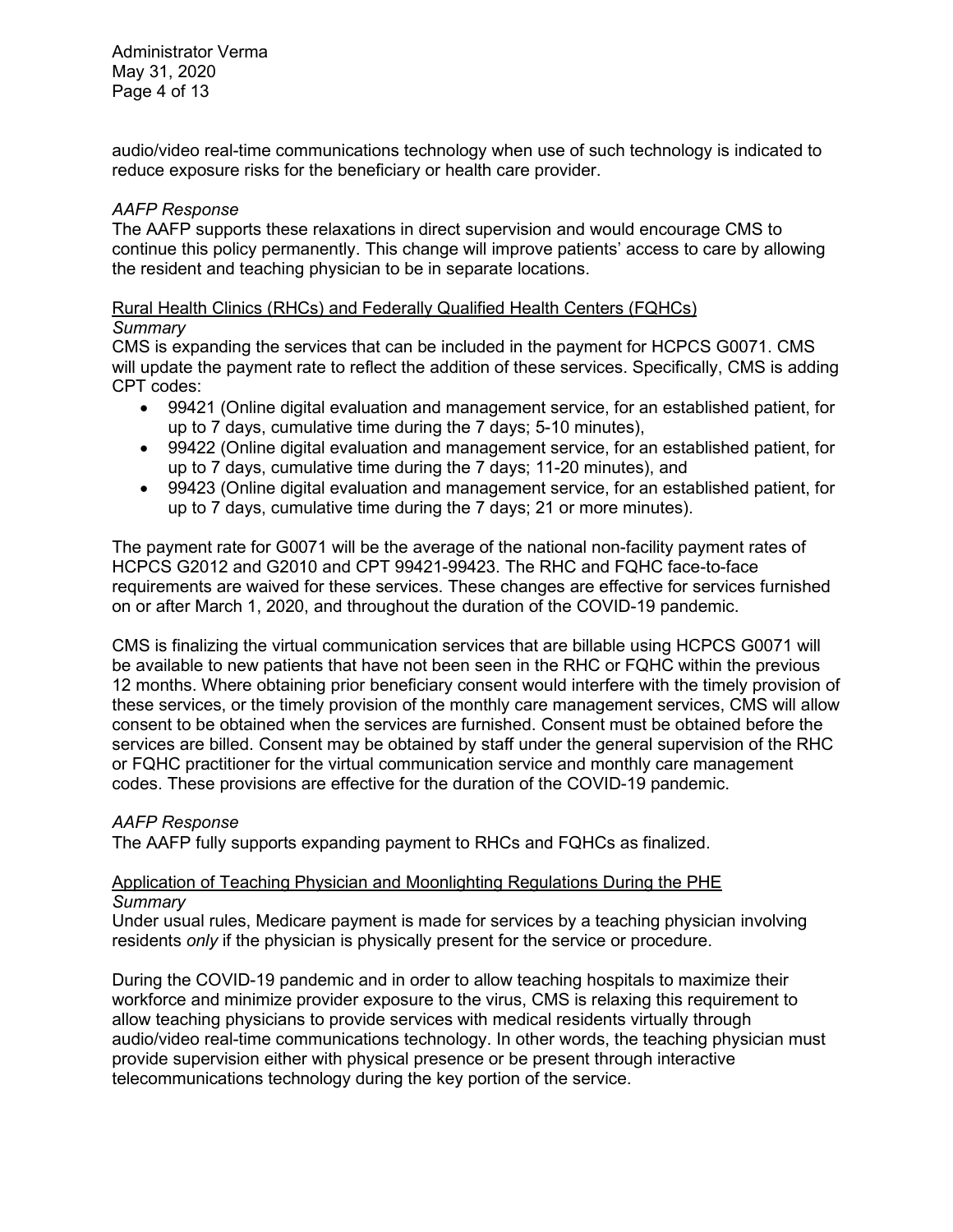audio/video real-time communications technology when use of such technology is indicated to reduce exposure risks for the beneficiary or health care provider.

*AAFP Response*

The AAFP supports these relaxations in direct supervision and would encourage CMS to continue this policy permanently. This change will improve patients' access to care by allowing the resident and teaching physician to be in separate locations.

<u>Rural Health Clinics (RHCs) and Federally Qualified Health Centers (FQHCs)</u>

*Summary*

CMS is expanding the services that can be included in the payment for HCPCS G0071. CMS will update the payment rate to reflect the addition of these services. Specifically, CMS is adding CPT codes:

- 99421 (Online digital evaluation and management service, for an established patient, for up to 7 days, cumulative time during the 7 days; 5-10 minutes),
- 99422 (Online digital evaluation and management service, for an established patient, for up to 7 days, cumulative time during the 7 days; 11-20 minutes), and
- 99423 (Online digital evaluation and management service, for an established patient, for up to 7 days, cumulative time during the 7 days; 21 or more minutes).

The payment rate for G0071 will be the average of the national non-facility payment rates of HCPCS G2012 and G2010 and CPT 99421-99423. The RHC and FQHC face-to-face requirements are waived for these services. These changes are effective for services furnished on or after March 1, 2020, and throughout the duration of the COVID-19 pandemic.

CMS is finalizing the virtual communication services that are billable using HCPCS G0071 will be available to new patients that have not been seen in the RHC or FQHC within the previous 12 months. Where obtaining prior beneficiary consent would interfere with the timely provision of these services, or the timely provision of the monthly care management services, CMS will allow consent to be obtained when the services are furnished. Consent must be obtained before the services are billed. Consent may be obtained by staff under the general supervision of the RHC or FQHC practitioner for the virtual communication service and monthly care management codes. These provisions are effective for the duration of the COVID-19 pandemic.

*AAFP Response*

The AAFP fully supports expanding payment to RHCs and FQHCs as finalized.

<u>Application of Teaching Physician and Moonlighting Regulations During the PHE</u>

*Summary*

Under usual rules, Medicare payment is made for services by a teaching physician involving residents *only* if the physician is physically present for the service or procedure.

During the COVID-19 pandemic and in order to allow teaching hospitals to maximize their workforce and minimize provider exposure to the virus, CMS is relaxing this requirement to allow teaching physicians to provide services with medical residents virtually through audio/video real-time communications technology. In other words, the teaching physician must provide supervision either with physical presence or be present through interactive telecommunications technology during the key portion of the service.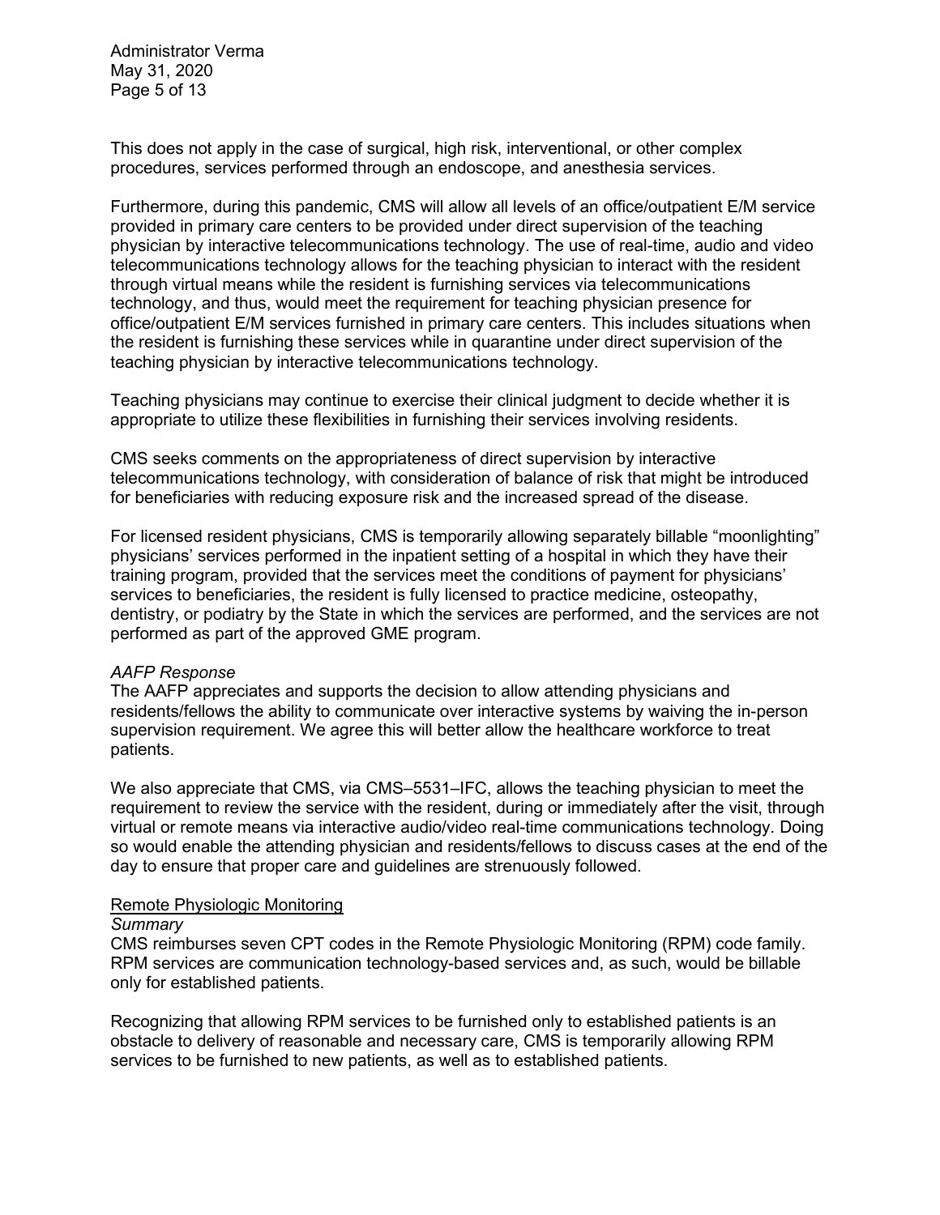This does not apply in the case of surgical, high risk, interventional, or other complex procedures, services performed through an endoscope, and anesthesia services.

Furthermore, during this pandemic, CMS will allow all levels of an office/outpatient E/M service provided in primary care centers to be provided under direct supervision of the teaching physician by interactive telecommunications technology. The use of real-time, audio and video telecommunications technology allows for the teaching physician to interact with the resident through virtual means while the resident is furnishing services via telecommunications technology, and thus, would meet the requirement for teaching physician presence for office/outpatient E/M services furnished in primary care centers. This includes situations when the resident is furnishing these services while in quarantine under direct supervision of the teaching physician by interactive telecommunications technology.

Teaching physicians may continue to exercise their clinical judgment to decide whether it is appropriate to utilize these flexibilities in furnishing their services involving residents.

CMS seeks comments on the appropriateness of direct supervision by interactive telecommunications technology, with consideration of balance of risk that might be introduced for beneficiaries with reducing exposure risk and the increased spread of the disease.

For licensed resident physicians, CMS is temporarily allowing separately billable "moonlighting" physicians' services performed in the inpatient setting of a hospital in which they have their training program, provided that the services meet the conditions of payment for physicians' services to beneficiaries, the resident is fully licensed to practice medicine, osteopathy, dentistry, or podiatry by the State in which the services are performed, and the services are not performed as part of the approved GME program.

*AAFP Response*
The AAFP appreciates and supports the decision to allow attending physicians and residents/fellows the ability to communicate over interactive systems by waiving the in-person supervision requirement. We agree this will better allow the healthcare workforce to treat patients.

We also appreciate that CMS, via CMS–5531–IFC, allows the teaching physician to meet the requirement to review the service with the resident, during or immediately after the visit, through virtual or remote means via interactive audio/video real-time communications technology. Doing so would enable the attending physician and residents/fellows to discuss cases at the end of the day to ensure that proper care and guidelines are strenuously followed.

<u>Remote Physiologic Monitoring</u>
*Summary*
CMS reimburses seven CPT codes in the Remote Physiologic Monitoring (RPM) code family. RPM services are communication technology-based services and, as such, would be billable only for established patients.

Recognizing that allowing RPM services to be furnished only to established patients is an obstacle to delivery of reasonable and necessary care, CMS is temporarily allowing RPM services to be furnished to new patients, as well as to established patients.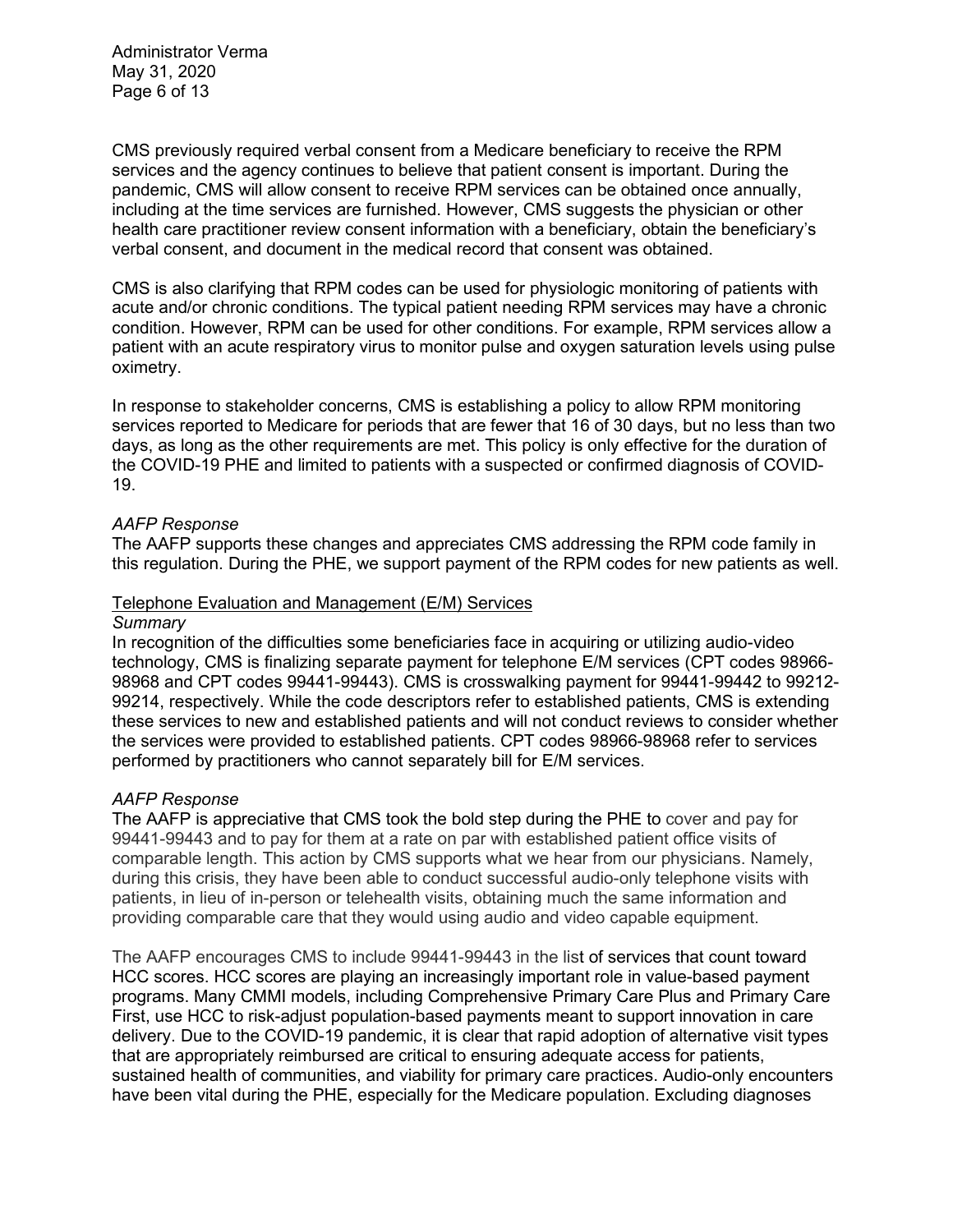CMS previously required verbal consent from a Medicare beneficiary to receive the RPM services and the agency continues to believe that patient consent is important. During the pandemic, CMS will allow consent to receive RPM services can be obtained once annually, including at the time services are furnished. However, CMS suggests the physician or other health care practitioner review consent information with a beneficiary, obtain the beneficiary's verbal consent, and document in the medical record that consent was obtained.

CMS is also clarifying that RPM codes can be used for physiologic monitoring of patients with acute and/or chronic conditions. The typical patient needing RPM services may have a chronic condition. However, RPM can be used for other conditions. For example, RPM services allow a patient with an acute respiratory virus to monitor pulse and oxygen saturation levels using pulse oximetry.

In response to stakeholder concerns, CMS is establishing a policy to allow RPM monitoring services reported to Medicare for periods that are fewer that 16 of 30 days, but no less than two days, as long as the other requirements are met. This policy is only effective for the duration of the COVID-19 PHE and limited to patients with a suspected or confirmed diagnosis of COVID-19.

*AAFP Response*

The AAFP supports these changes and appreciates CMS addressing the RPM code family in this regulation. During the PHE, we support payment of the RPM codes for new patients as well.

Telephone Evaluation and Management (E/M) Services

*Summary*

In recognition of the difficulties some beneficiaries face in acquiring or utilizing audio-video technology, CMS is finalizing separate payment for telephone E/M services (CPT codes 98966-98968 and CPT codes 99441-99443). CMS is crosswalking payment for 99441-99442 to 99212-99214, respectively. While the code descriptors refer to established patients, CMS is extending these services to new and established patients and will not conduct reviews to consider whether the services were provided to established patients. CPT codes 98966-98968 refer to services performed by practitioners who cannot separately bill for E/M services.

*AAFP Response*

The AAFP is appreciative that CMS took the bold step during the PHE to cover and pay for 99441-99443 and to pay for them at a rate on par with established patient office visits of comparable length. This action by CMS supports what we hear from our physicians. Namely, during this crisis, they have been able to conduct successful audio-only telephone visits with patients, in lieu of in-person or telehealth visits, obtaining much the same information and providing comparable care that they would using audio and video capable equipment.

The AAFP encourages CMS to include 99441-99443 in the list of services that count toward HCC scores. HCC scores are playing an increasingly important role in value-based payment programs. Many CMMI models, including Comprehensive Primary Care Plus and Primary Care First, use HCC to risk-adjust population-based payments meant to support innovation in care delivery. Due to the COVID-19 pandemic, it is clear that rapid adoption of alternative visit types that are appropriately reimbursed are critical to ensuring adequate access for patients, sustained health of communities, and viability for primary care practices. Audio-only encounters have been vital during the PHE, especially for the Medicare population. Excluding diagnoses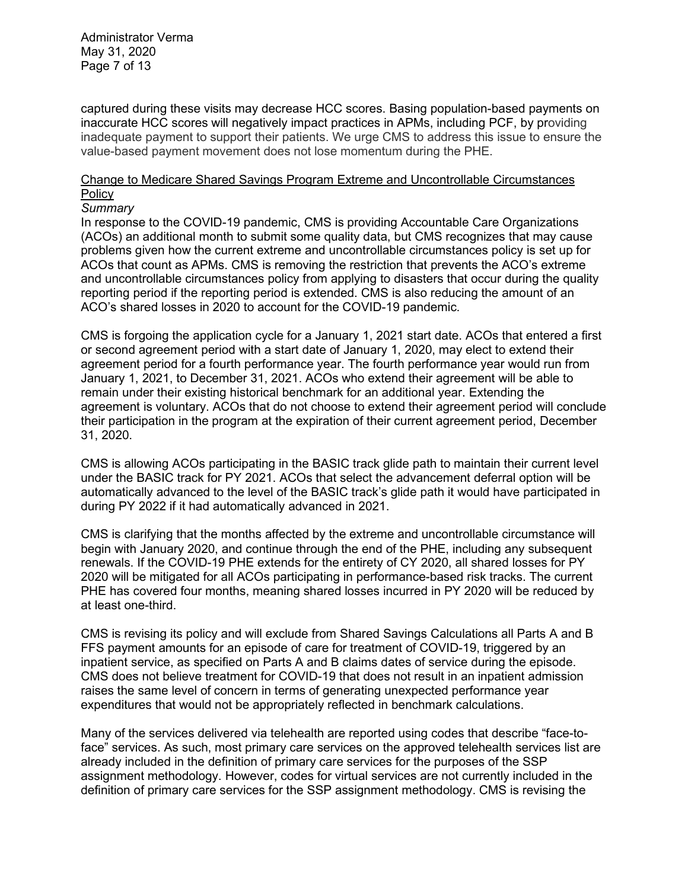captured during these visits may decrease HCC scores. Basing population-based payments on inaccurate HCC scores will negatively impact practices in APMs, including PCF, by providing inadequate payment to support their patients. We urge CMS to address this issue to ensure the value-based payment movement does not lose momentum during the PHE.

<u>Change to Medicare Shared Savings Program Extreme and Uncontrollable Circumstances Policy</u>

*Summary*

In response to the COVID-19 pandemic, CMS is providing Accountable Care Organizations (ACOs) an additional month to submit some quality data, but CMS recognizes that may cause problems given how the current extreme and uncontrollable circumstances policy is set up for ACOs that count as APMs. CMS is removing the restriction that prevents the ACO's extreme and uncontrollable circumstances policy from applying to disasters that occur during the quality reporting period if the reporting period is extended. CMS is also reducing the amount of an ACO's shared losses in 2020 to account for the COVID-19 pandemic.

CMS is forgoing the application cycle for a January 1, 2021 start date. ACOs that entered a first or second agreement period with a start date of January 1, 2020, may elect to extend their agreement period for a fourth performance year. The fourth performance year would run from January 1, 2021, to December 31, 2021. ACOs who extend their agreement will be able to remain under their existing historical benchmark for an additional year. Extending the agreement is voluntary. ACOs that do not choose to extend their agreement period will conclude their participation in the program at the expiration of their current agreement period, December 31, 2020.

CMS is allowing ACOs participating in the BASIC track glide path to maintain their current level under the BASIC track for PY 2021. ACOs that select the advancement deferral option will be automatically advanced to the level of the BASIC track's glide path it would have participated in during PY 2022 if it had automatically advanced in 2021.

CMS is clarifying that the months affected by the extreme and uncontrollable circumstance will begin with January 2020, and continue through the end of the PHE, including any subsequent renewals. If the COVID-19 PHE extends for the entirety of CY 2020, all shared losses for PY 2020 will be mitigated for all ACOs participating in performance-based risk tracks. The current PHE has covered four months, meaning shared losses incurred in PY 2020 will be reduced by at least one-third.

CMS is revising its policy and will exclude from Shared Savings Calculations all Parts A and B FFS payment amounts for an episode of care for treatment of COVID-19, triggered by an inpatient service, as specified on Parts A and B claims dates of service during the episode. CMS does not believe treatment for COVID-19 that does not result in an inpatient admission raises the same level of concern in terms of generating unexpected performance year expenditures that would not be appropriately reflected in benchmark calculations.

Many of the services delivered via telehealth are reported using codes that describe "face-to-face" services. As such, most primary care services on the approved telehealth services list are already included in the definition of primary care services for the purposes of the SSP assignment methodology. However, codes for virtual services are not currently included in the definition of primary care services for the SSP assignment methodology. CMS is revising the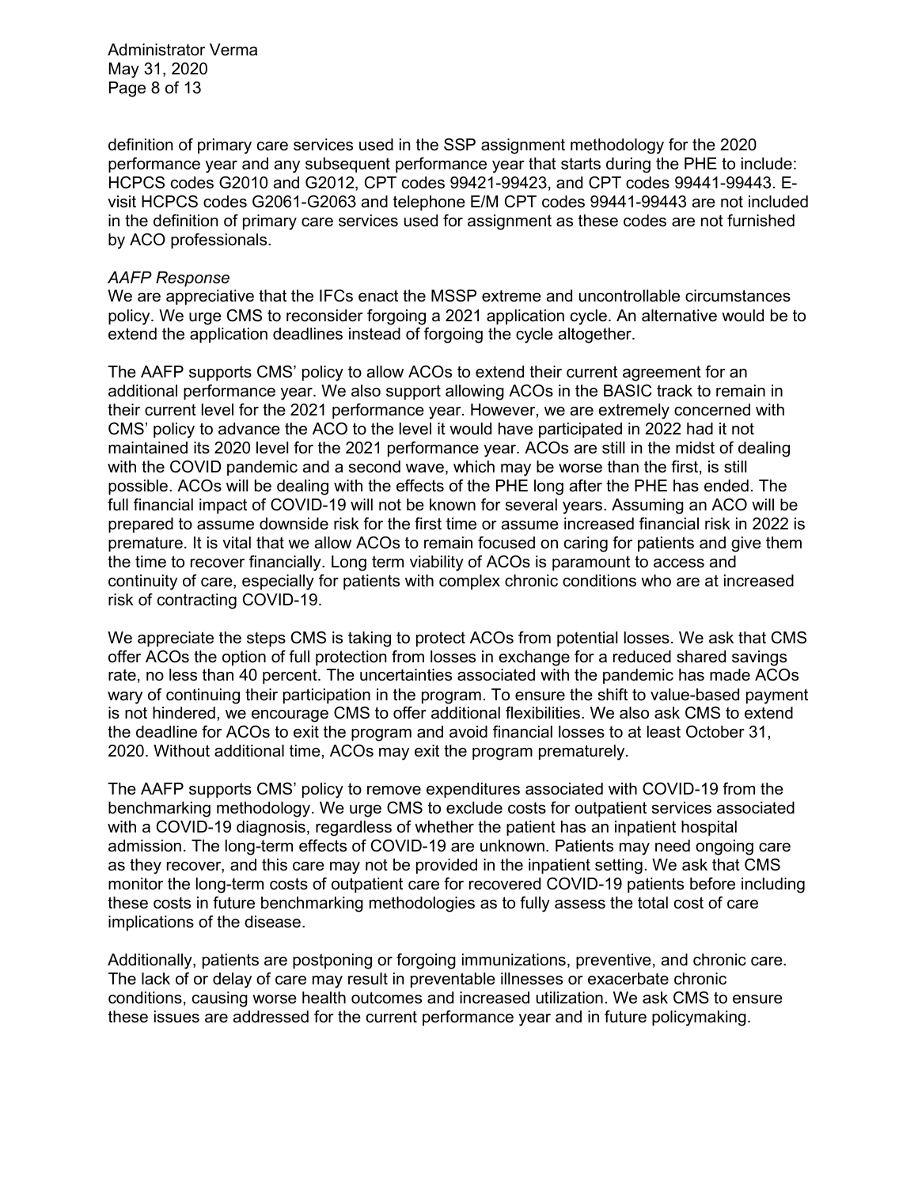definition of primary care services used in the SSP assignment methodology for the 2020 performance year and any subsequent performance year that starts during the PHE to include: HCPCS codes G2010 and G2012, CPT codes 99421-99423, and CPT codes 99441-99443. E-visit HCPCS codes G2061-G2063 and telephone E/M CPT codes 99441-99443 are not included in the definition of primary care services used for assignment as these codes are not furnished by ACO professionals.

*AAFP Response*

We are appreciative that the IFCs enact the MSSP extreme and uncontrollable circumstances policy. We urge CMS to reconsider forgoing a 2021 application cycle. An alternative would be to extend the application deadlines instead of forgoing the cycle altogether.

The AAFP supports CMS' policy to allow ACOs to extend their current agreement for an additional performance year. We also support allowing ACOs in the BASIC track to remain in their current level for the 2021 performance year. However, we are extremely concerned with CMS' policy to advance the ACO to the level it would have participated in 2022 had it not maintained its 2020 level for the 2021 performance year. ACOs are still in the midst of dealing with the COVID pandemic and a second wave, which may be worse than the first, is still possible. ACOs will be dealing with the effects of the PHE long after the PHE has ended. The full financial impact of COVID-19 will not be known for several years. Assuming an ACO will be prepared to assume downside risk for the first time or assume increased financial risk in 2022 is premature. It is vital that we allow ACOs to remain focused on caring for patients and give them the time to recover financially. Long term viability of ACOs is paramount to access and continuity of care, especially for patients with complex chronic conditions who are at increased risk of contracting COVID-19.

We appreciate the steps CMS is taking to protect ACOs from potential losses. We ask that CMS offer ACOs the option of full protection from losses in exchange for a reduced shared savings rate, no less than 40 percent. The uncertainties associated with the pandemic has made ACOs wary of continuing their participation in the program. To ensure the shift to value-based payment is not hindered, we encourage CMS to offer additional flexibilities. We also ask CMS to extend the deadline for ACOs to exit the program and avoid financial losses to at least October 31, 2020. Without additional time, ACOs may exit the program prematurely.

The AAFP supports CMS' policy to remove expenditures associated with COVID-19 from the benchmarking methodology. We urge CMS to exclude costs for outpatient services associated with a COVID-19 diagnosis, regardless of whether the patient has an inpatient hospital admission. The long-term effects of COVID-19 are unknown. Patients may need ongoing care as they recover, and this care may not be provided in the inpatient setting. We ask that CMS monitor the long-term costs of outpatient care for recovered COVID-19 patients before including these costs in future benchmarking methodologies as to fully assess the total cost of care implications of the disease.

Additionally, patients are postponing or forgoing immunizations, preventive, and chronic care. The lack of or delay of care may result in preventable illnesses or exacerbate chronic conditions, causing worse health outcomes and increased utilization. We ask CMS to ensure these issues are addressed for the current performance year and in future policymaking.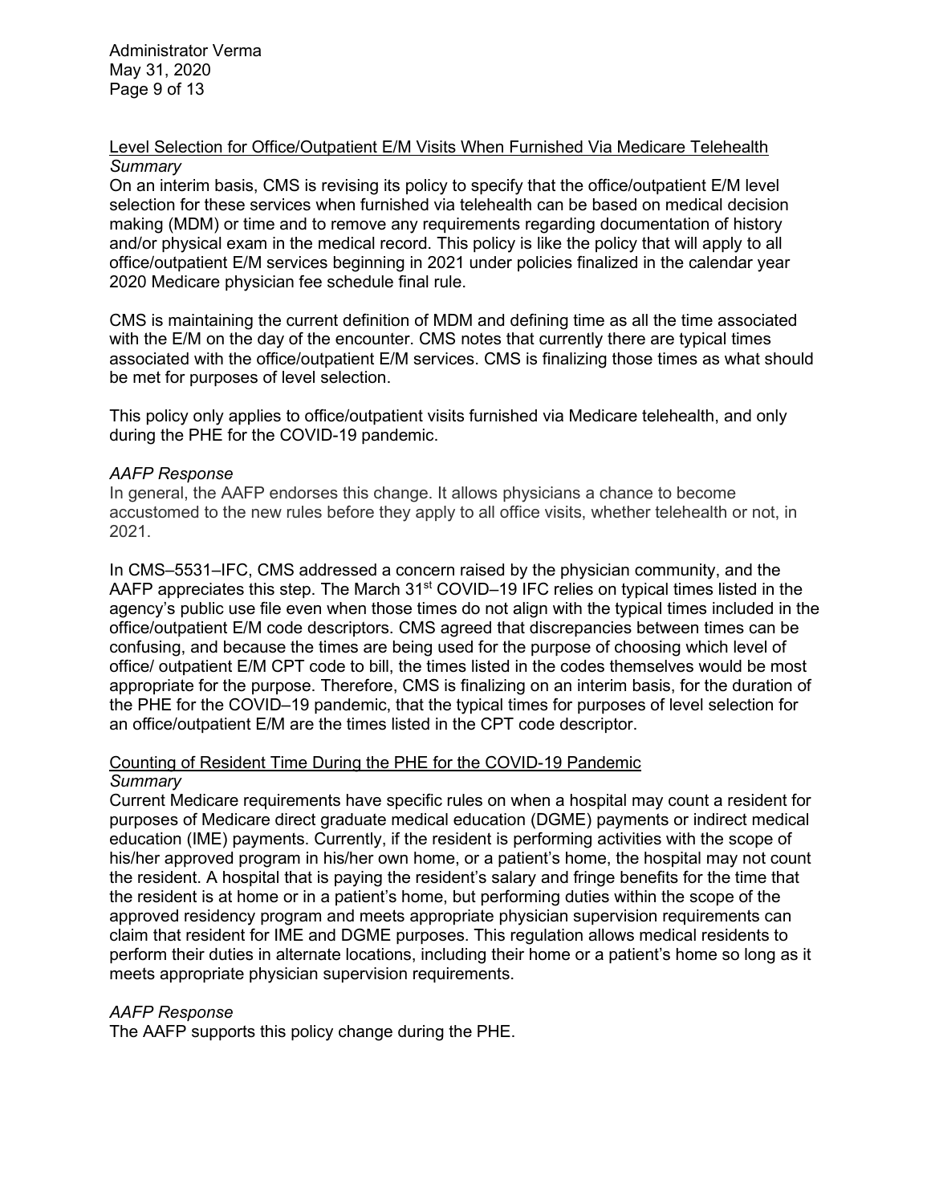Level Selection for Office/Outpatient E/M Visits When Furnished Via Medicare Telehealth

*Summary*

On an interim basis, CMS is revising its policy to specify that the office/outpatient E/M level selection for these services when furnished via telehealth can be based on medical decision making (MDM) or time and to remove any requirements regarding documentation of history and/or physical exam in the medical record. This policy is like the policy that will apply to all office/outpatient E/M services beginning in 2021 under policies finalized in the calendar year 2020 Medicare physician fee schedule final rule.

CMS is maintaining the current definition of MDM and defining time as all the time associated with the E/M on the day of the encounter. CMS notes that currently there are typical times associated with the office/outpatient E/M services. CMS is finalizing those times as what should be met for purposes of level selection.

This policy only applies to office/outpatient visits furnished via Medicare telehealth, and only during the PHE for the COVID-19 pandemic.

*AAFP Response*

In general, the AAFP endorses this change. It allows physicians a chance to become accustomed to the new rules before they apply to all office visits, whether telehealth or not, in 2021.

In CMS–5531–IFC, CMS addressed a concern raised by the physician community, and the AAFP appreciates this step. The March 31st COVID–19 IFC relies on typical times listed in the agency's public use file even when those times do not align with the typical times included in the office/outpatient E/M code descriptors. CMS agreed that discrepancies between times can be confusing, and because the times are being used for the purpose of choosing which level of office/ outpatient E/M CPT code to bill, the times listed in the codes themselves would be most appropriate for the purpose. Therefore, CMS is finalizing on an interim basis, for the duration of the PHE for the COVID–19 pandemic, that the typical times for purposes of level selection for an office/outpatient E/M are the times listed in the CPT code descriptor.

Counting of Resident Time During the PHE for the COVID-19 Pandemic

*Summary*

Current Medicare requirements have specific rules on when a hospital may count a resident for purposes of Medicare direct graduate medical education (DGME) payments or indirect medical education (IME) payments. Currently, if the resident is performing activities with the scope of his/her approved program in his/her own home, or a patient's home, the hospital may not count the resident. A hospital that is paying the resident's salary and fringe benefits for the time that the resident is at home or in a patient's home, but performing duties within the scope of the approved residency program and meets appropriate physician supervision requirements can claim that resident for IME and DGME purposes. This regulation allows medical residents to perform their duties in alternate locations, including their home or a patient's home so long as it meets appropriate physician supervision requirements.

*AAFP Response*

The AAFP supports this policy change during the PHE.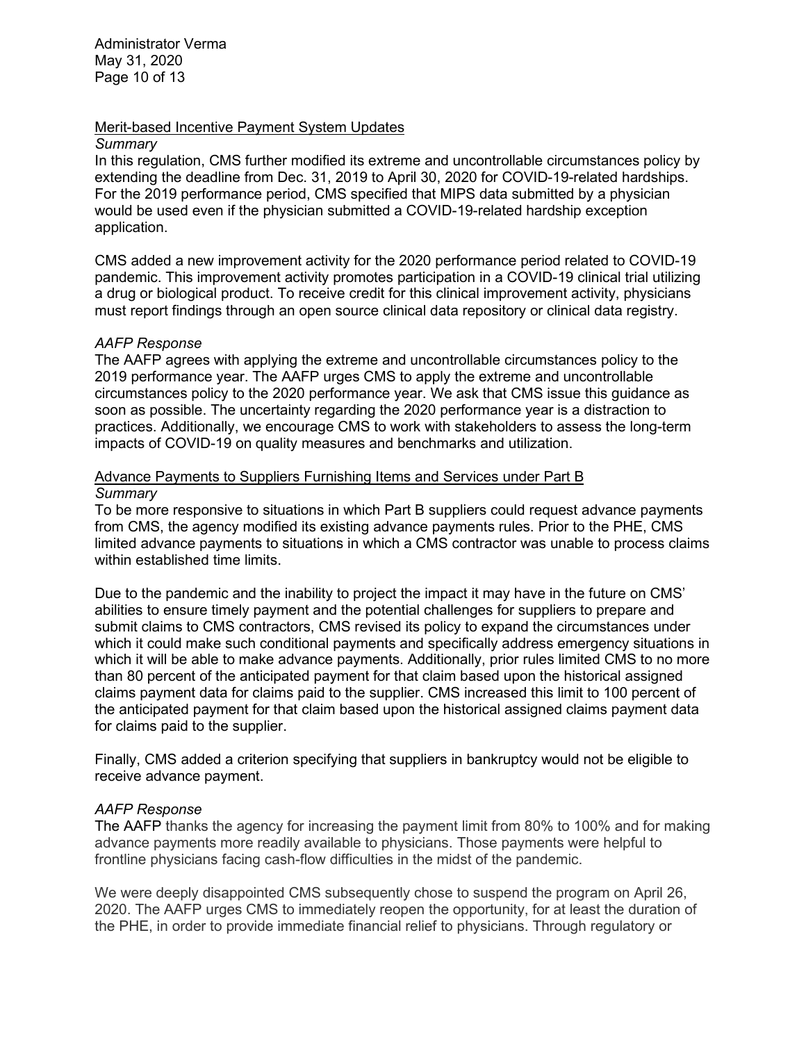Merit-based Incentive Payment System Updates

*Summary*

In this regulation, CMS further modified its extreme and uncontrollable circumstances policy by extending the deadline from Dec. 31, 2019 to April 30, 2020 for COVID-19-related hardships. For the 2019 performance period, CMS specified that MIPS data submitted by a physician would be used even if the physician submitted a COVID-19-related hardship exception application.

CMS added a new improvement activity for the 2020 performance period related to COVID-19 pandemic. This improvement activity promotes participation in a COVID-19 clinical trial utilizing a drug or biological product. To receive credit for this clinical improvement activity, physicians must report findings through an open source clinical data repository or clinical data registry.

*AAFP Response*

The AAFP agrees with applying the extreme and uncontrollable circumstances policy to the 2019 performance year. The AAFP urges CMS to apply the extreme and uncontrollable circumstances policy to the 2020 performance year. We ask that CMS issue this guidance as soon as possible. The uncertainty regarding the 2020 performance year is a distraction to practices. Additionally, we encourage CMS to work with stakeholders to assess the long-term impacts of COVID-19 on quality measures and benchmarks and utilization.

Advance Payments to Suppliers Furnishing Items and Services under Part B

*Summary*

To be more responsive to situations in which Part B suppliers could request advance payments from CMS, the agency modified its existing advance payments rules. Prior to the PHE, CMS limited advance payments to situations in which a CMS contractor was unable to process claims within established time limits.

Due to the pandemic and the inability to project the impact it may have in the future on CMS' abilities to ensure timely payment and the potential challenges for suppliers to prepare and submit claims to CMS contractors, CMS revised its policy to expand the circumstances under which it could make such conditional payments and specifically address emergency situations in which it will be able to make advance payments. Additionally, prior rules limited CMS to no more than 80 percent of the anticipated payment for that claim based upon the historical assigned claims payment data for claims paid to the supplier. CMS increased this limit to 100 percent of the anticipated payment for that claim based upon the historical assigned claims payment data for claims paid to the supplier.

Finally, CMS added a criterion specifying that suppliers in bankruptcy would not be eligible to receive advance payment.

*AAFP Response*

The AAFP thanks the agency for increasing the payment limit from 80% to 100% and for making advance payments more readily available to physicians. Those payments were helpful to frontline physicians facing cash-flow difficulties in the midst of the pandemic.

We were deeply disappointed CMS subsequently chose to suspend the program on April 26, 2020. The AAFP urges CMS to immediately reopen the opportunity, for at least the duration of the PHE, in order to provide immediate financial relief to physicians. Through regulatory or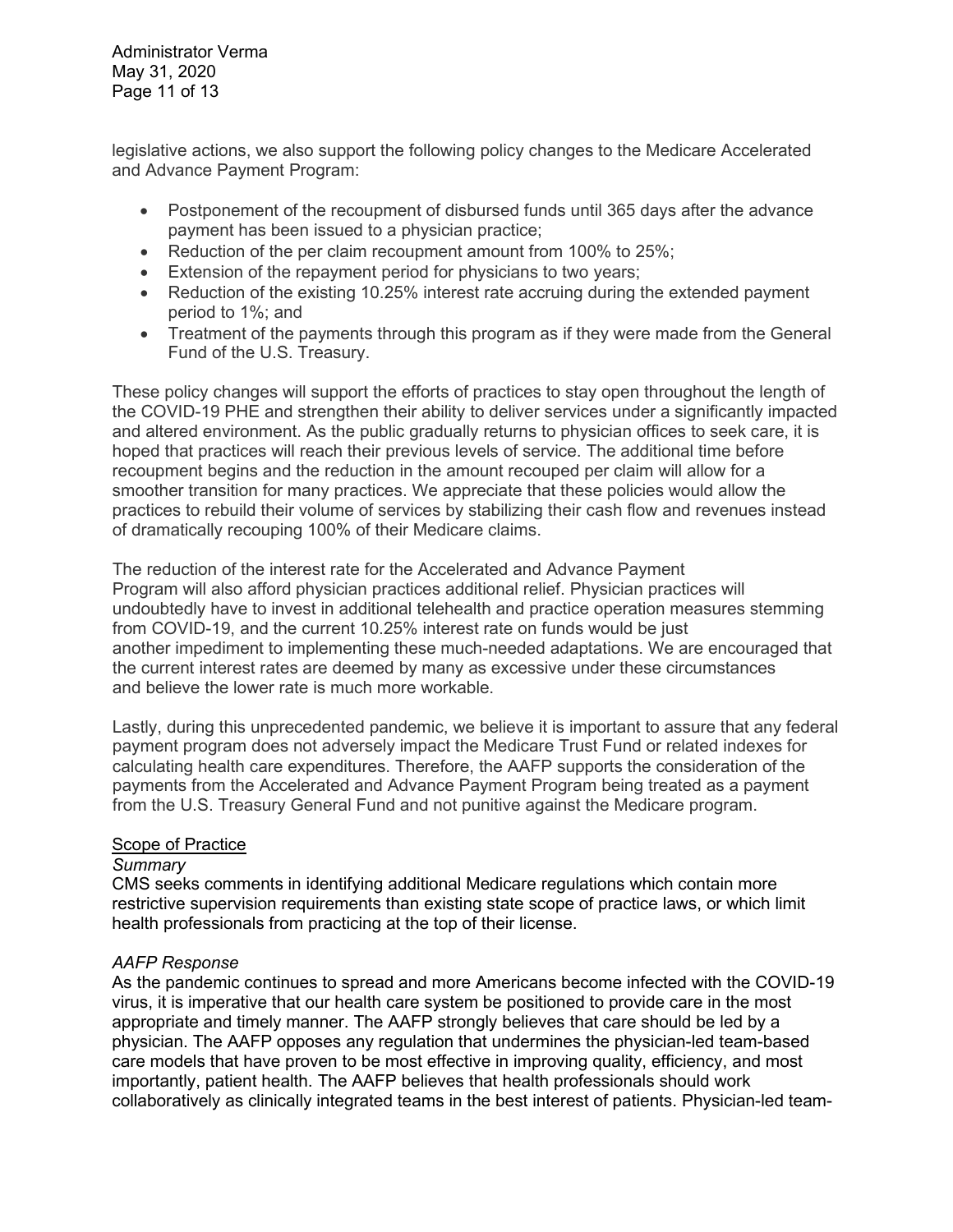legislative actions, we also support the following policy changes to the Medicare Accelerated and Advance Payment Program:

- Postponement of the recoupment of disbursed funds until 365 days after the advance payment has been issued to a physician practice;
- Reduction of the per claim recoupment amount from 100% to 25%;
- Extension of the repayment period for physicians to two years;
- Reduction of the existing 10.25% interest rate accruing during the extended payment period to 1%; and
- Treatment of the payments through this program as if they were made from the General Fund of the U.S. Treasury.

These policy changes will support the efforts of practices to stay open throughout the length of the COVID-19 PHE and strengthen their ability to deliver services under a significantly impacted and altered environment. As the public gradually returns to physician offices to seek care, it is hoped that practices will reach their previous levels of service. The additional time before recoupment begins and the reduction in the amount recouped per claim will allow for a smoother transition for many practices. We appreciate that these policies would allow the practices to rebuild their volume of services by stabilizing their cash flow and revenues instead of dramatically recouping 100% of their Medicare claims.

The reduction of the interest rate for the Accelerated and Advance Payment Program will also afford physician practices additional relief. Physician practices will undoubtedly have to invest in additional telehealth and practice operation measures stemming from COVID-19, and the current 10.25% interest rate on funds would be just another impediment to implementing these much-needed adaptations. We are encouraged that the current interest rates are deemed by many as excessive under these circumstances and believe the lower rate is much more workable.

Lastly, during this unprecedented pandemic, we believe it is important to assure that any federal payment program does not adversely impact the Medicare Trust Fund or related indexes for calculating health care expenditures. Therefore, the AAFP supports the consideration of the payments from the Accelerated and Advance Payment Program being treated as a payment from the U.S. Treasury General Fund and not punitive against the Medicare program.

## Scope of Practice

*Summary*

CMS seeks comments in identifying additional Medicare regulations which contain more restrictive supervision requirements than existing state scope of practice laws, or which limit health professionals from practicing at the top of their license.

*AAFP Response*

As the pandemic continues to spread and more Americans become infected with the COVID-19 virus, it is imperative that our health care system be positioned to provide care in the most appropriate and timely manner. The AAFP strongly believes that care should be led by a physician. The AAFP opposes any regulation that undermines the physician-led team-based care models that have proven to be most effective in improving quality, efficiency, and most importantly, patient health. The AAFP believes that health professionals should work collaboratively as clinically integrated teams in the best interest of patients. Physician-led team-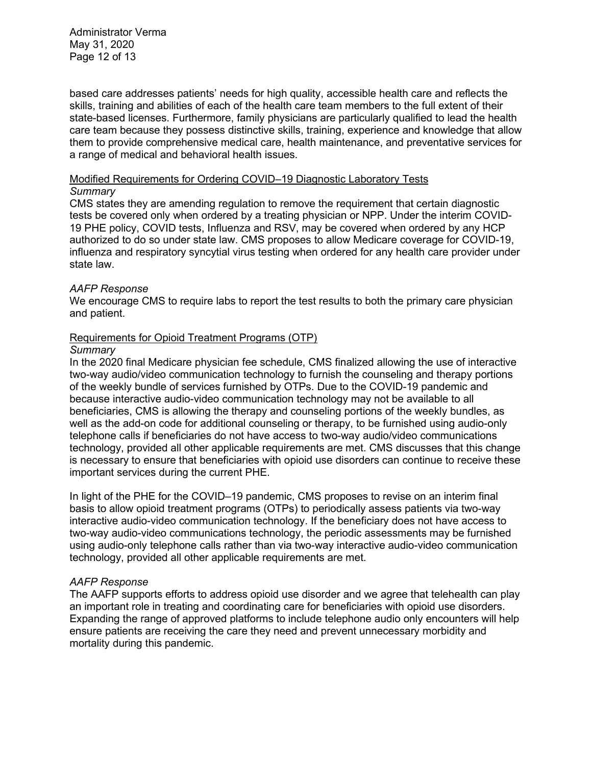based care addresses patients' needs for high quality, accessible health care and reflects the skills, training and abilities of each of the health care team members to the full extent of their state-based licenses. Furthermore, family physicians are particularly qualified to lead the health care team because they possess distinctive skills, training, experience and knowledge that allow them to provide comprehensive medical care, health maintenance, and preventative services for a range of medical and behavioral health issues.

### Modified Requirements for Ordering COVID–19 Diagnostic Laboratory Tests

*Summary*

CMS states they are amending regulation to remove the requirement that certain diagnostic tests be covered only when ordered by a treating physician or NPP. Under the interim COVID-19 PHE policy, COVID tests, Influenza and RSV, may be covered when ordered by any HCP authorized to do so under state law. CMS proposes to allow Medicare coverage for COVID-19, influenza and respiratory syncytial virus testing when ordered for any health care provider under state law.

*AAFP Response*

We encourage CMS to require labs to report the test results to both the primary care physician and patient.

### Requirements for Opioid Treatment Programs (OTP)

*Summary*

In the 2020 final Medicare physician fee schedule, CMS finalized allowing the use of interactive two-way audio/video communication technology to furnish the counseling and therapy portions of the weekly bundle of services furnished by OTPs. Due to the COVID-19 pandemic and because interactive audio-video communication technology may not be available to all beneficiaries, CMS is allowing the therapy and counseling portions of the weekly bundles, as well as the add-on code for additional counseling or therapy, to be furnished using audio-only telephone calls if beneficiaries do not have access to two-way audio/video communications technology, provided all other applicable requirements are met. CMS discusses that this change is necessary to ensure that beneficiaries with opioid use disorders can continue to receive these important services during the current PHE.

In light of the PHE for the COVID–19 pandemic, CMS proposes to revise on an interim final basis to allow opioid treatment programs (OTPs) to periodically assess patients via two-way interactive audio-video communication technology. If the beneficiary does not have access to two-way audio-video communications technology, the periodic assessments may be furnished using audio-only telephone calls rather than via two-way interactive audio-video communication technology, provided all other applicable requirements are met.

*AAFP Response*

The AAFP supports efforts to address opioid use disorder and we agree that telehealth can play an important role in treating and coordinating care for beneficiaries with opioid use disorders. Expanding the range of approved platforms to include telephone audio only encounters will help ensure patients are receiving the care they need and prevent unnecessary morbidity and mortality during this pandemic.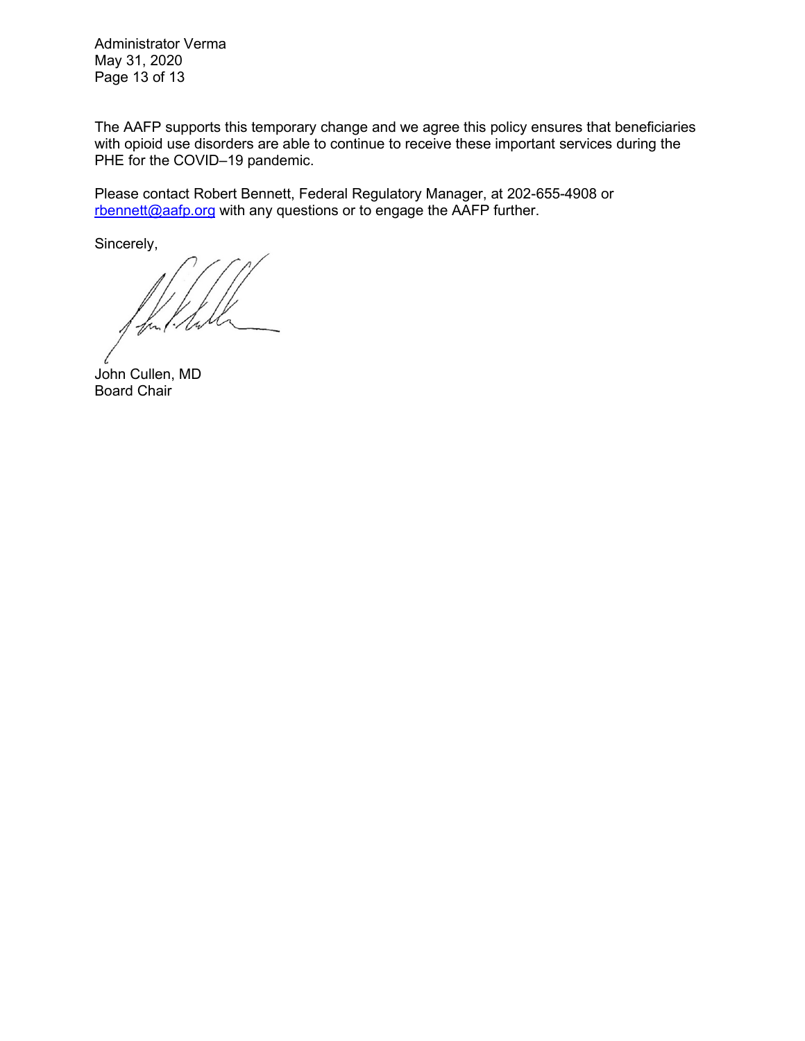The AAFP supports this temporary change and we agree this policy ensures that beneficiaries with opioid use disorders are able to continue to receive these important services during the PHE for the COVID–19 pandemic.

Please contact Robert Bennett, Federal Regulatory Manager, at 202-655-4908 or rbennett@aafp.org with any questions or to engage the AAFP further.

Sincerely,

John Cullen, MD
Board Chair